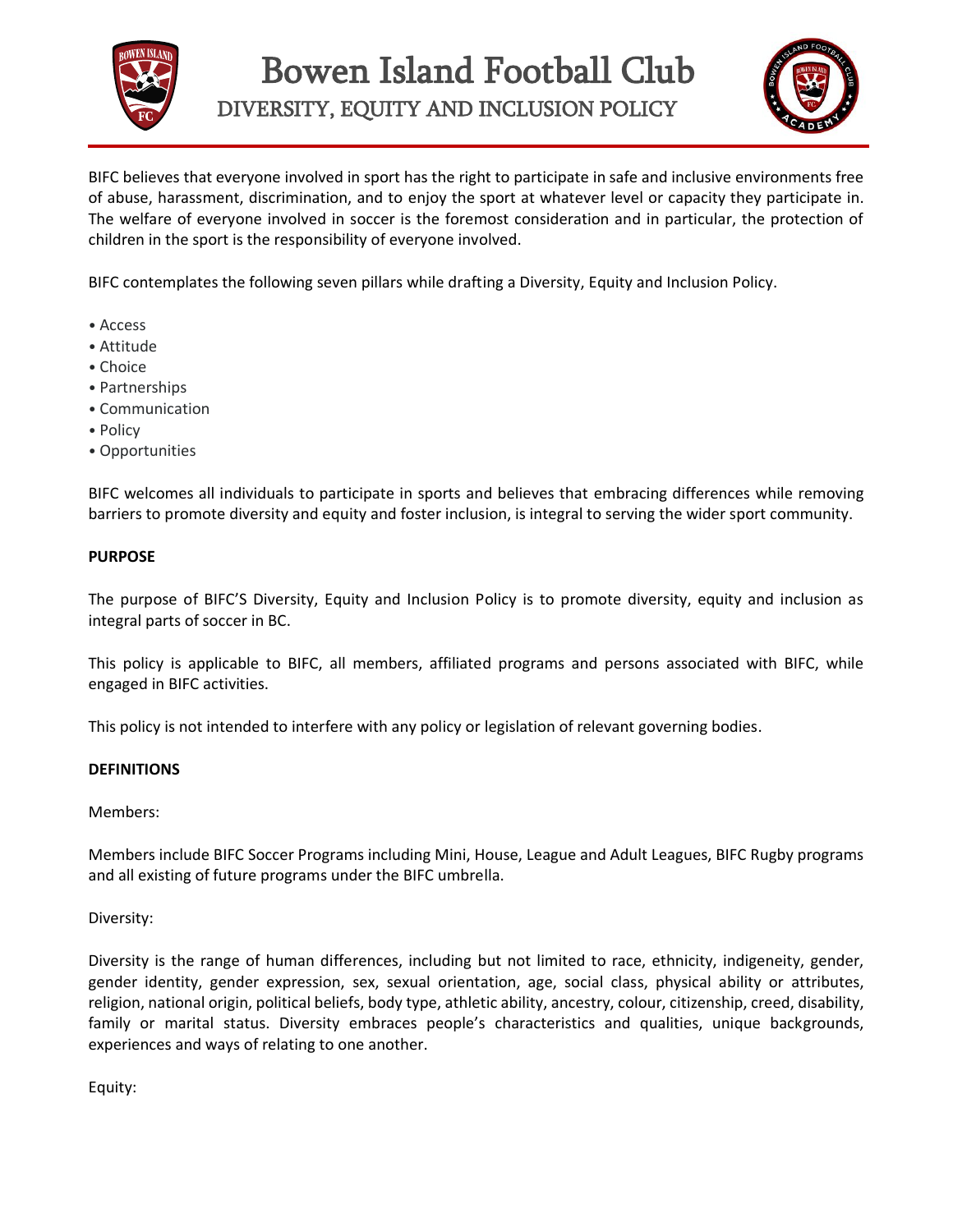# Bowen Island Football Club

## DIVERSITY, EQUITY AND INCLUSION POLICY

BIFC believes that everyone involved in sport has the right to participate in safe and inclusive environments free of abuse, harassment, discrimination, and to enjoy the sport at whatever level or capacity they participate in. The welfare of everyone involved in soccer is the foremost consideration and in particular, the protection of children in the sport is the responsibility of everyone involved.

BIFC contemplates the following seven pillars while drafting a Diversity, Equity and Inclusion Policy.

- Access
- Attitude
- Choice
- Partnerships
- Communication
- Policy
- Opportunities

BIFC welcomes all individuals to participate in sports and believes that embracing differences while removing barriers to promote diversity and equity and foster inclusion, is integral to serving the wider sport community.

**PURPOSE**

The purpose of BIFC'S Diversity, Equity and Inclusion Policy is to promote diversity, equity and inclusion as integral parts of soccer in BC.

This policy is applicable to BIFC, all members, affiliated programs and persons associated with BIFC, while engaged in BIFC activities.

This policy is not intended to interfere with any policy or legislation of relevant governing bodies.

**DEFINITIONS**

Members:

Members include BIFC Soccer Programs including Mini, House, League and Adult Leagues, BIFC Rugby programs and all existing of future programs under the BIFC umbrella.

Diversity:

Diversity is the range of human differences, including but not limited to race, ethnicity, indigeneity, gender, gender identity, gender expression, sex, sexual orientation, age, social class, physical ability or attributes, religion, national origin, political beliefs, body type, athletic ability, ancestry, colour, citizenship, creed, disability, family or marital status. Diversity embraces people's characteristics and qualities, unique backgrounds, experiences and ways of relating to one another.

Equity: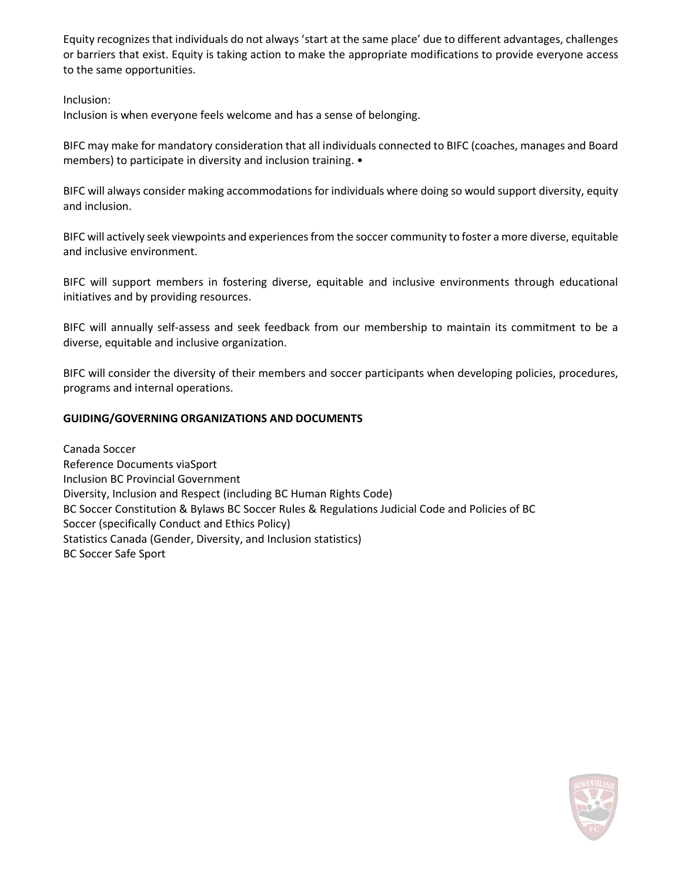Equity recognizes that individuals do not always 'start at the same place' due to different advantages, challenges or barriers that exist. Equity is taking action to make the appropriate modifications to provide everyone access to the same opportunities.

Inclusion:
Inclusion is when everyone feels welcome and has a sense of belonging.

BIFC may make for mandatory consideration that all individuals connected to BIFC (coaches, manages and Board members) to participate in diversity and inclusion training. •

BIFC will always consider making accommodations for individuals where doing so would support diversity, equity and inclusion.

BIFC will actively seek viewpoints and experiences from the soccer community to foster a more diverse, equitable and inclusive environment.

BIFC will support members in fostering diverse, equitable and inclusive environments through educational initiatives and by providing resources.

BIFC will annually self-assess and seek feedback from our membership to maintain its commitment to be a diverse, equitable and inclusive organization.

BIFC will consider the diversity of their members and soccer participants when developing policies, procedures, programs and internal operations.

**GUIDING/GOVERNING ORGANIZATIONS AND DOCUMENTS**

Canada Soccer
Reference Documents viaSport
Inclusion BC Provincial Government
Diversity, Inclusion and Respect (including BC Human Rights Code)
BC Soccer Constitution & Bylaws BC Soccer Rules & Regulations Judicial Code and Policies of BC Soccer (specifically Conduct and Ethics Policy)
Statistics Canada (Gender, Diversity, and Inclusion statistics)
BC Soccer Safe Sport